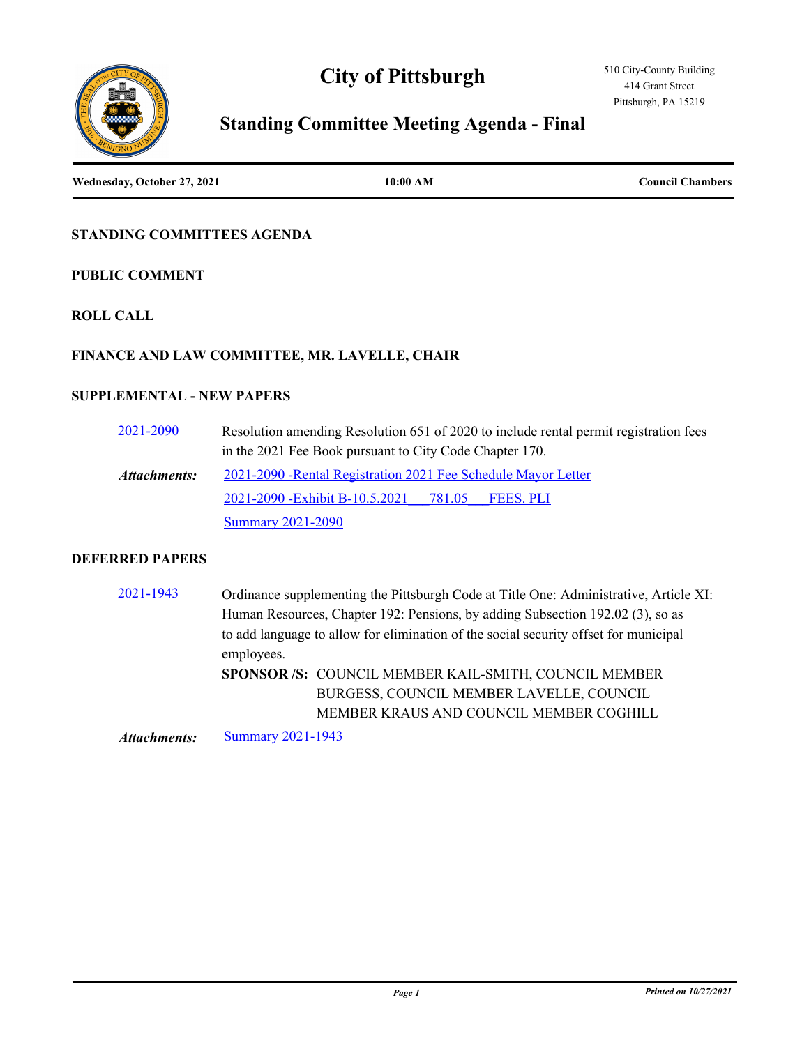# City of Pittsburgh

510 City-County Building
414 Grant Street
Pittsburgh, PA 15219

## Standing Committee Meeting Agenda - Final

**Wednesday, October 27, 2021** | **10:00 AM** | **Council Chambers**

### STANDING COMMITTEES AGENDA

### PUBLIC COMMENT

### ROLL CALL

### FINANCE AND LAW COMMITTEE, MR. LAVELLE, CHAIR

### SUPPLEMENTAL - NEW PAPERS

2021-2090 Resolution amending Resolution 651 of 2020 to include rental permit registration fees in the 2021 Fee Book pursuant to City Code Chapter 170.

*Attachments:* 2021-2090 -Rental Registration 2021 Fee Schedule Mayor Letter
2021-2090 -Exhibit B-10.5.2021___781.05___FEES. PLI
Summary 2021-2090

### DEFERRED PAPERS

2021-1943 Ordinance supplementing the Pittsburgh Code at Title One: Administrative, Article XI: Human Resources, Chapter 192: Pensions, by adding Subsection 192.02 (3), so as to add language to allow for elimination of the social security offset for municipal employees.

**SPONSOR /S:** COUNCIL MEMBER KAIL-SMITH, COUNCIL MEMBER BURGESS, COUNCIL MEMBER LAVELLE, COUNCIL MEMBER KRAUS AND COUNCIL MEMBER COGHILL

*Attachments:* Summary 2021-1943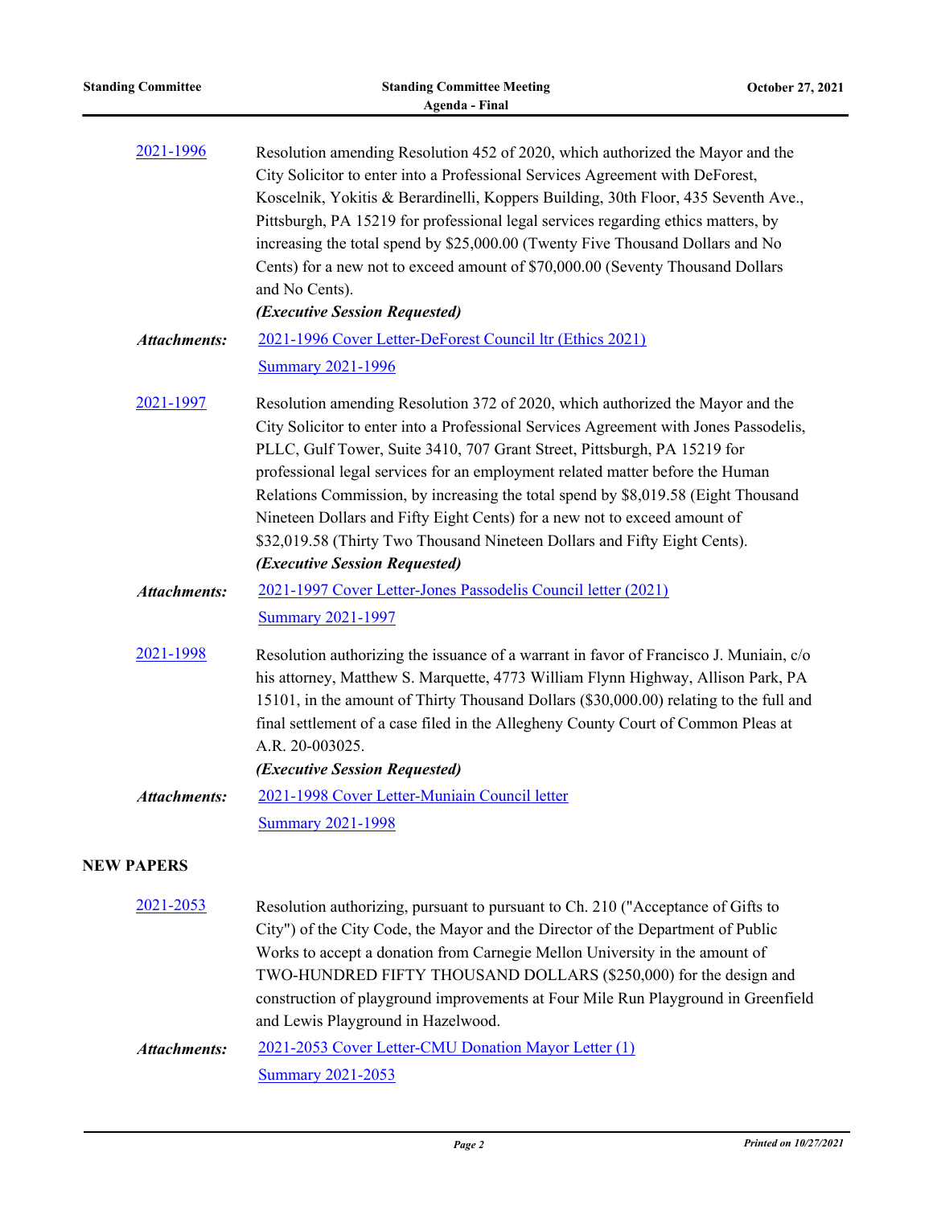2021-1996 Resolution amending Resolution 452 of 2020, which authorized the Mayor and the City Solicitor to enter into a Professional Services Agreement with DeForest, Koscelnik, Yokitis & Berardinelli, Koppers Building, 30th Floor, 435 Seventh Ave., Pittsburgh, PA 15219 for professional legal services regarding ethics matters, by increasing the total spend by $25,000.00 (Twenty Five Thousand Dollars and No Cents) for a new not to exceed amount of $70,000.00 (Seventy Thousand Dollars and No Cents).

***(Executive Session Requested)***

***Attachments:*** 2021-1996 Cover Letter-DeForest Council ltr (Ethics 2021)
Summary 2021-1996

2021-1997 Resolution amending Resolution 372 of 2020, which authorized the Mayor and the City Solicitor to enter into a Professional Services Agreement with Jones Passodelis, PLLC, Gulf Tower, Suite 3410, 707 Grant Street, Pittsburgh, PA 15219 for professional legal services for an employment related matter before the Human Relations Commission, by increasing the total spend by $8,019.58 (Eight Thousand Nineteen Dollars and Fifty Eight Cents) for a new not to exceed amount of $32,019.58 (Thirty Two Thousand Nineteen Dollars and Fifty Eight Cents).

***(Executive Session Requested)***

***Attachments:*** 2021-1997 Cover Letter-Jones Passodelis Council letter (2021)
Summary 2021-1997

2021-1998 Resolution authorizing the issuance of a warrant in favor of Francisco J. Muniain, c/o his attorney, Matthew S. Marquette, 4773 William Flynn Highway, Allison Park, PA 15101, in the amount of Thirty Thousand Dollars ($30,000.00) relating to the full and final settlement of a case filed in the Allegheny County Court of Common Pleas at A.R. 20-003025.

***(Executive Session Requested)***

***Attachments:*** 2021-1998 Cover Letter-Muniain Council letter
Summary 2021-1998

## NEW PAPERS

2021-2053 Resolution authorizing, pursuant to pursuant to Ch. 210 ("Acceptance of Gifts to City") of the City Code, the Mayor and the Director of the Department of Public Works to accept a donation from Carnegie Mellon University in the amount of TWO-HUNDRED FIFTY THOUSAND DOLLARS ($250,000) for the design and construction of playground improvements at Four Mile Run Playground in Greenfield and Lewis Playground in Hazelwood.

***Attachments:*** 2021-2053 Cover Letter-CMU Donation Mayor Letter (1)
Summary 2021-2053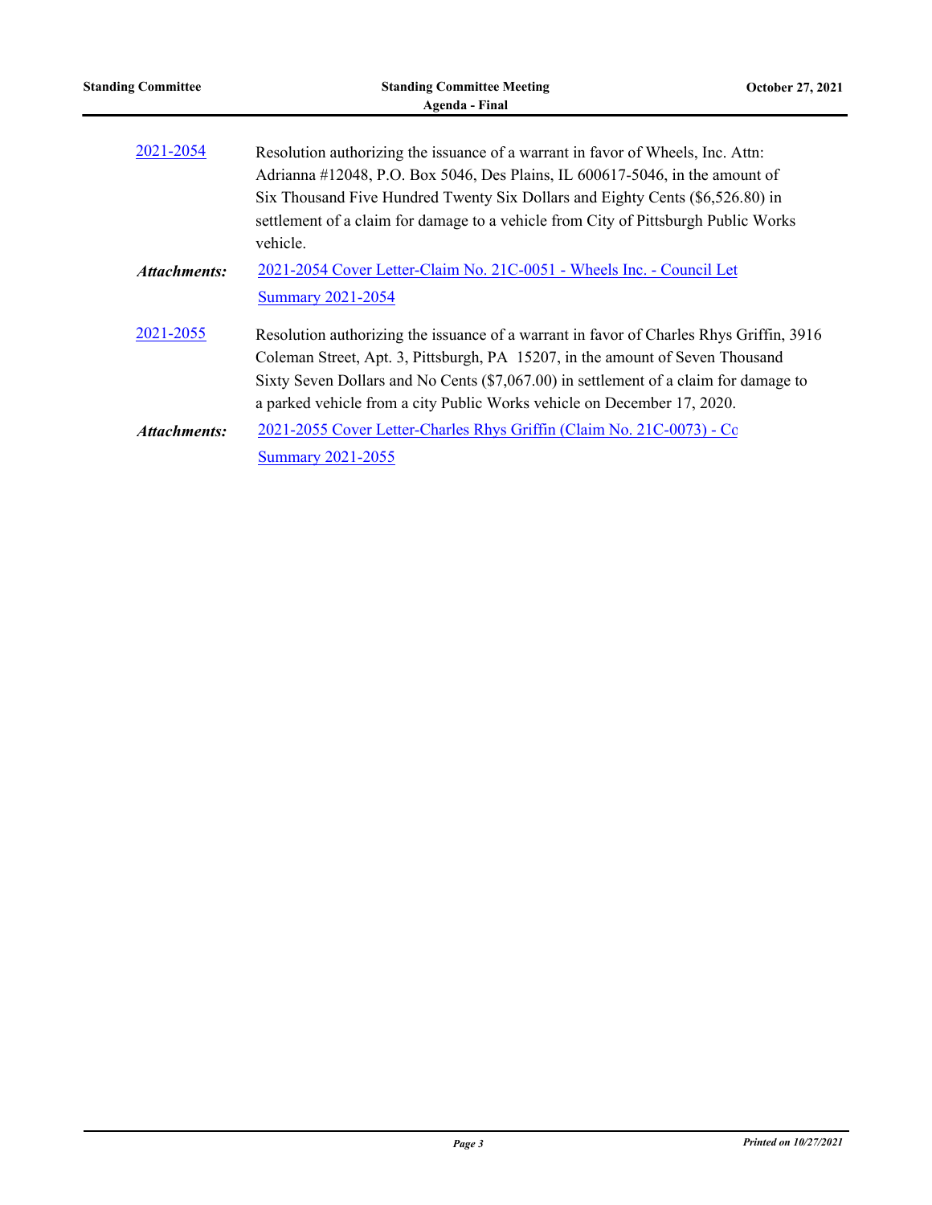2021-2054 Resolution authorizing the issuance of a warrant in favor of Wheels, Inc. Attn: Adrianna #12048, P.O. Box 5046, Des Plains, IL 600617-5046, in the amount of Six Thousand Five Hundred Twenty Six Dollars and Eighty Cents ($6,526.80) in settlement of a claim for damage to a vehicle from City of Pittsburgh Public Works vehicle.

***Attachments:*** 2021-2054 Cover Letter-Claim No. 21C-0051 - Wheels Inc. - Council Let
Summary 2021-2054

2021-2055 Resolution authorizing the issuance of a warrant in favor of Charles Rhys Griffin, 3916 Coleman Street, Apt. 3, Pittsburgh, PA 15207, in the amount of Seven Thousand Sixty Seven Dollars and No Cents ($7,067.00) in settlement of a claim for damage to a parked vehicle from a city Public Works vehicle on December 17, 2020.

***Attachments:*** 2021-2055 Cover Letter-Charles Rhys Griffin (Claim No. 21C-0073) - Co
Summary 2021-2055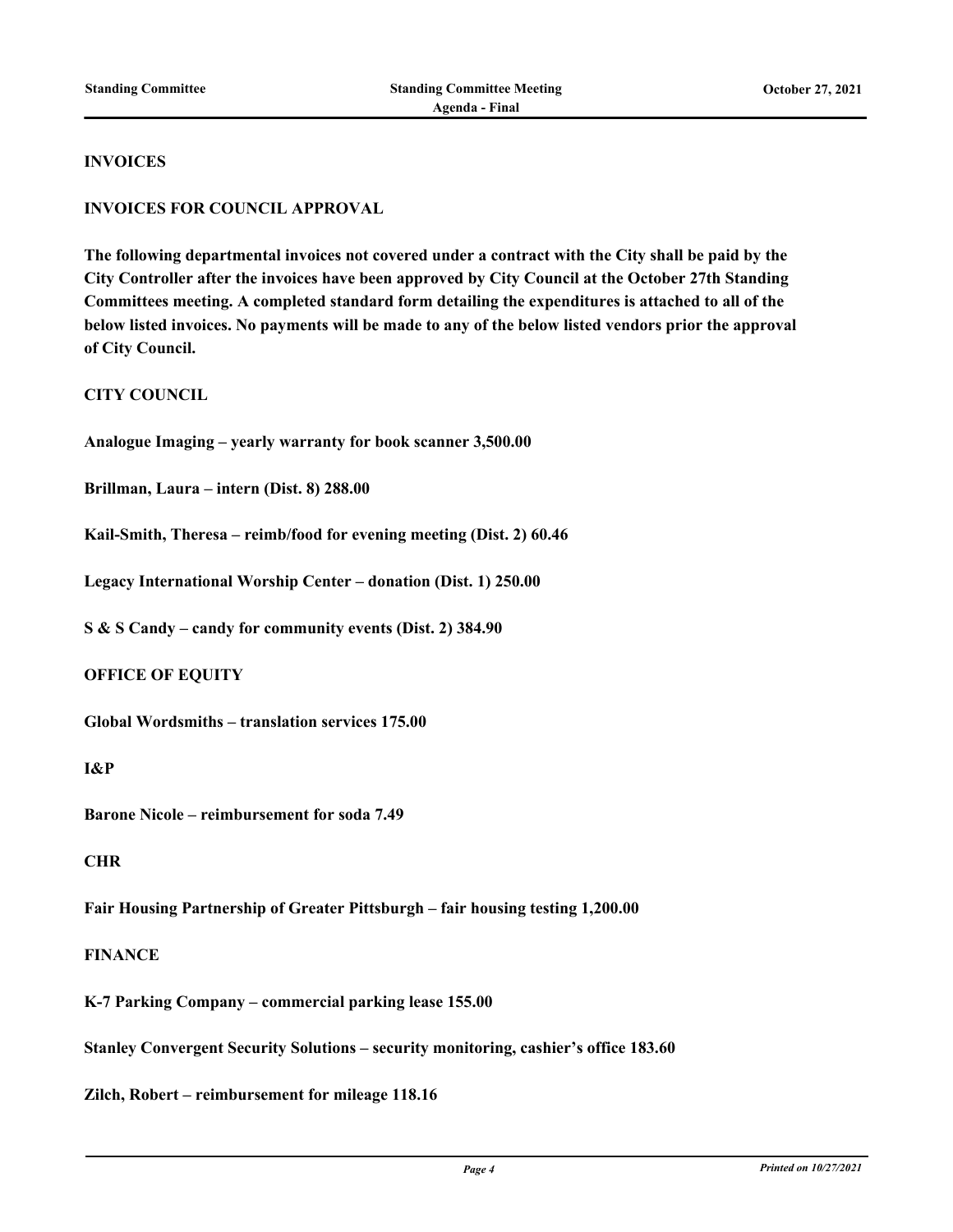## INVOICES

### INVOICES FOR COUNCIL APPROVAL

**The following departmental invoices not covered under a contract with the City shall be paid by the City Controller after the invoices have been approved by City Council at the October 27th Standing Committees meeting. A completed standard form detailing the expenditures is attached to all of the below listed invoices. No payments will be made to any of the below listed vendors prior the approval of City Council.**

**CITY COUNCIL**

**Analogue Imaging – yearly warranty for book scanner 3,500.00**

**Brillman, Laura – intern (Dist. 8) 288.00**

**Kail-Smith, Theresa – reimb/food for evening meeting (Dist. 2) 60.46**

**Legacy International Worship Center – donation (Dist. 1) 250.00**

**S & S Candy – candy for community events (Dist. 2) 384.90**

**OFFICE OF EQUITY**

**Global Wordsmiths – translation services 175.00**

**I&P**

**Barone Nicole – reimbursement for soda 7.49**

**CHR**

**Fair Housing Partnership of Greater Pittsburgh – fair housing testing 1,200.00**

**FINANCE**

**K-7 Parking Company – commercial parking lease 155.00**

**Stanley Convergent Security Solutions – security monitoring, cashier's office 183.60**

**Zilch, Robert – reimbursement for mileage 118.16**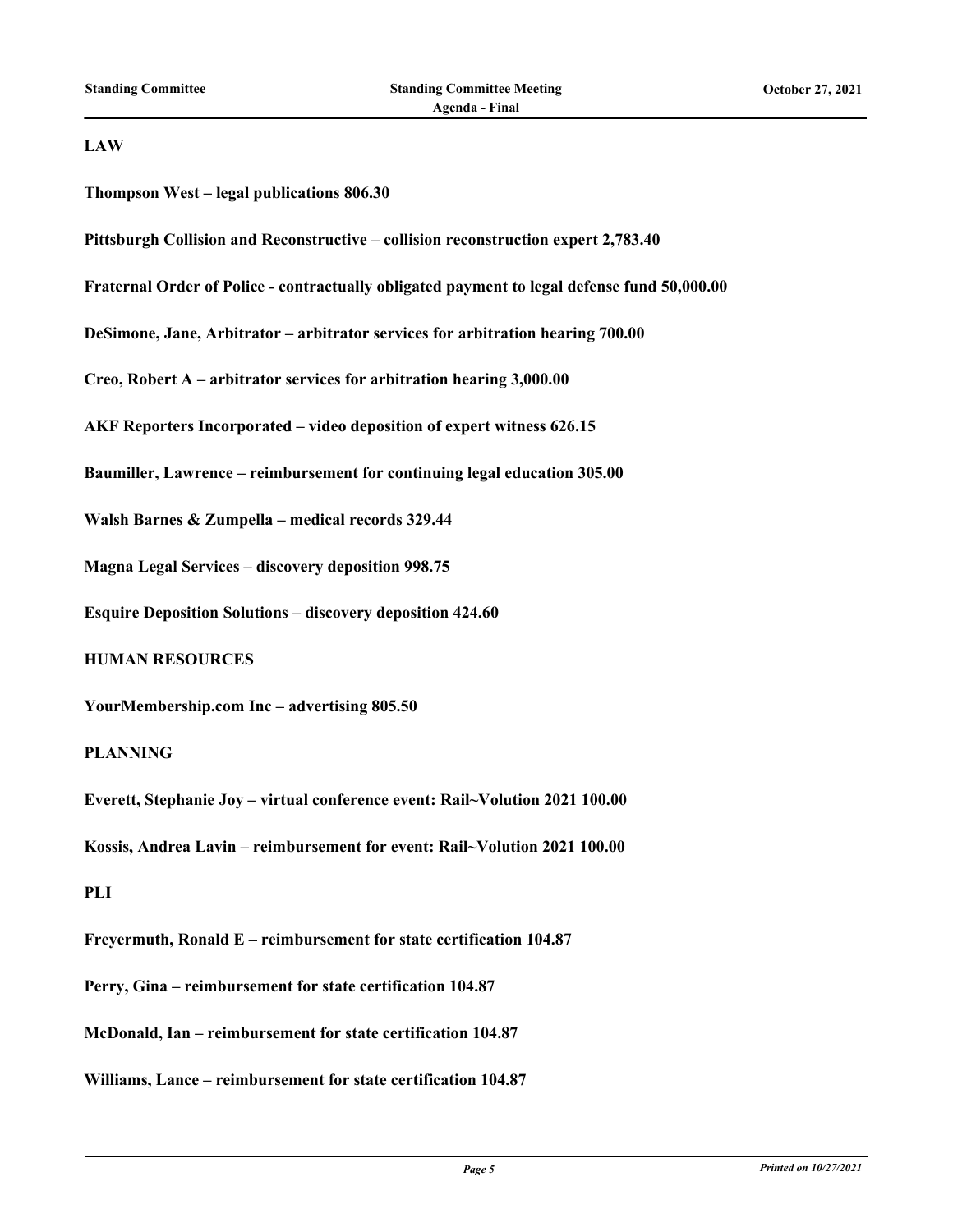**LAW**

**Thompson West – legal publications 806.30**

**Pittsburgh Collision and Reconstructive – collision reconstruction expert 2,783.40**

**Fraternal Order of Police - contractually obligated payment to legal defense fund 50,000.00**

**DeSimone, Jane, Arbitrator – arbitrator services for arbitration hearing 700.00**

**Creo, Robert A – arbitrator services for arbitration hearing 3,000.00**

**AKF Reporters Incorporated – video deposition of expert witness 626.15**

**Baumiller, Lawrence – reimbursement for continuing legal education 305.00**

**Walsh Barnes & Zumpella – medical records 329.44**

**Magna Legal Services – discovery deposition 998.75**

**Esquire Deposition Solutions – discovery deposition 424.60**

**HUMAN RESOURCES**

**YourMembership.com Inc – advertising 805.50**

**PLANNING**

**Everett, Stephanie Joy – virtual conference event: Rail~Volution 2021 100.00**

**Kossis, Andrea Lavin – reimbursement for event: Rail~Volution 2021 100.00**

**PLI**

**Freyermuth, Ronald E – reimbursement for state certification 104.87**

**Perry, Gina – reimbursement for state certification 104.87**

**McDonald, Ian – reimbursement for state certification 104.87**

**Williams, Lance – reimbursement for state certification 104.87**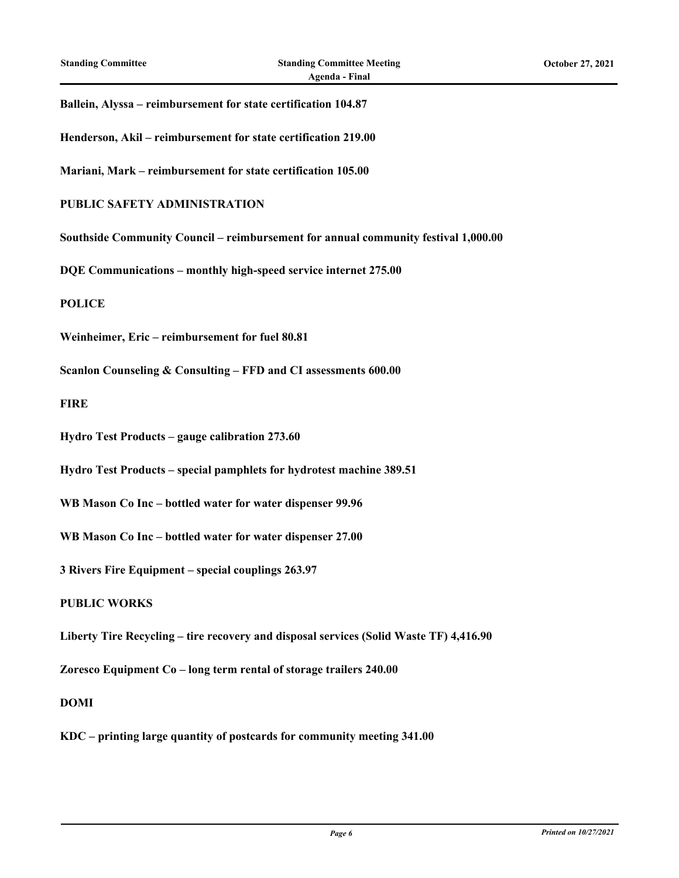**Ballein, Alyssa – reimbursement for state certification 104.87**

**Henderson, Akil – reimbursement for state certification 219.00**

**Mariani, Mark – reimbursement for state certification 105.00**

**PUBLIC SAFETY ADMINISTRATION**

**Southside Community Council – reimbursement for annual community festival 1,000.00**

**DQE Communications – monthly high-speed service internet 275.00**

**POLICE**

**Weinheimer, Eric – reimbursement for fuel 80.81**

**Scanlon Counseling & Consulting – FFD and CI assessments 600.00**

**FIRE**

**Hydro Test Products – gauge calibration 273.60**

**Hydro Test Products – special pamphlets for hydrotest machine 389.51**

**WB Mason Co Inc – bottled water for water dispenser 99.96**

**WB Mason Co Inc – bottled water for water dispenser 27.00**

**3 Rivers Fire Equipment – special couplings 263.97**

**PUBLIC WORKS**

**Liberty Tire Recycling – tire recovery and disposal services (Solid Waste TF) 4,416.90**

**Zoresco Equipment Co – long term rental of storage trailers 240.00**

**DOMI**

**KDC – printing large quantity of postcards for community meeting 341.00**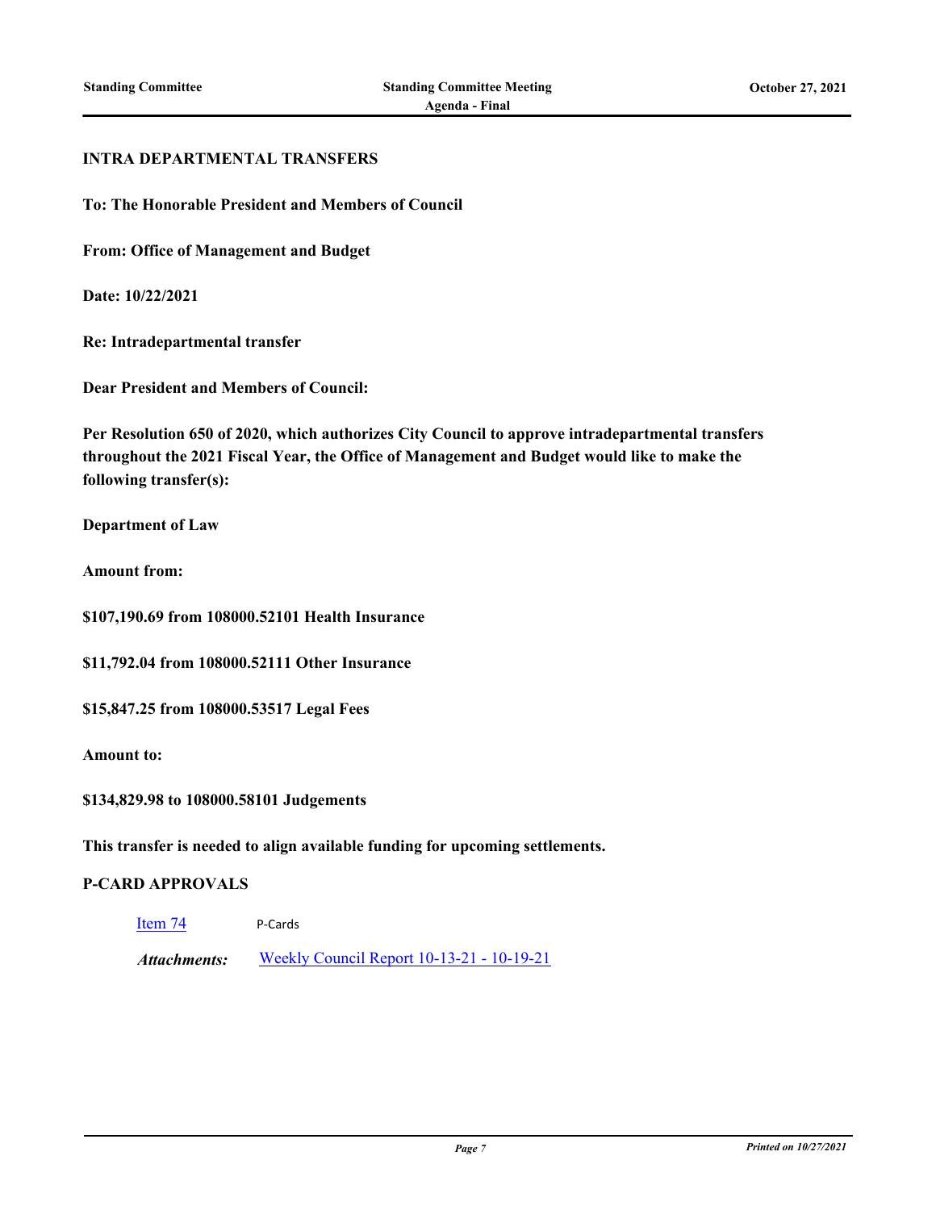**INTRA DEPARTMENTAL TRANSFERS**

**To: The Honorable President and Members of Council**

**From: Office of Management and Budget**

**Date: 10/22/2021**

**Re: Intradepartmental transfer**

**Dear President and Members of Council:**

**Per Resolution 650 of 2020, which authorizes City Council to approve intradepartmental transfers throughout the 2021 Fiscal Year, the Office of Management and Budget would like to make the following transfer(s):**

**Department of Law**

**Amount from:**

**$107,190.69 from 108000.52101 Health Insurance**

**$11,792.04 from 108000.52111 Other Insurance**

**$15,847.25 from 108000.53517 Legal Fees**

**Amount to:**

**$134,829.98 to 108000.58101 Judgements**

**This transfer is needed to align available funding for upcoming settlements.**

**P-CARD APPROVALS**

Item 74 P-Cards

*Attachments:* Weekly Council Report 10-13-21 - 10-19-21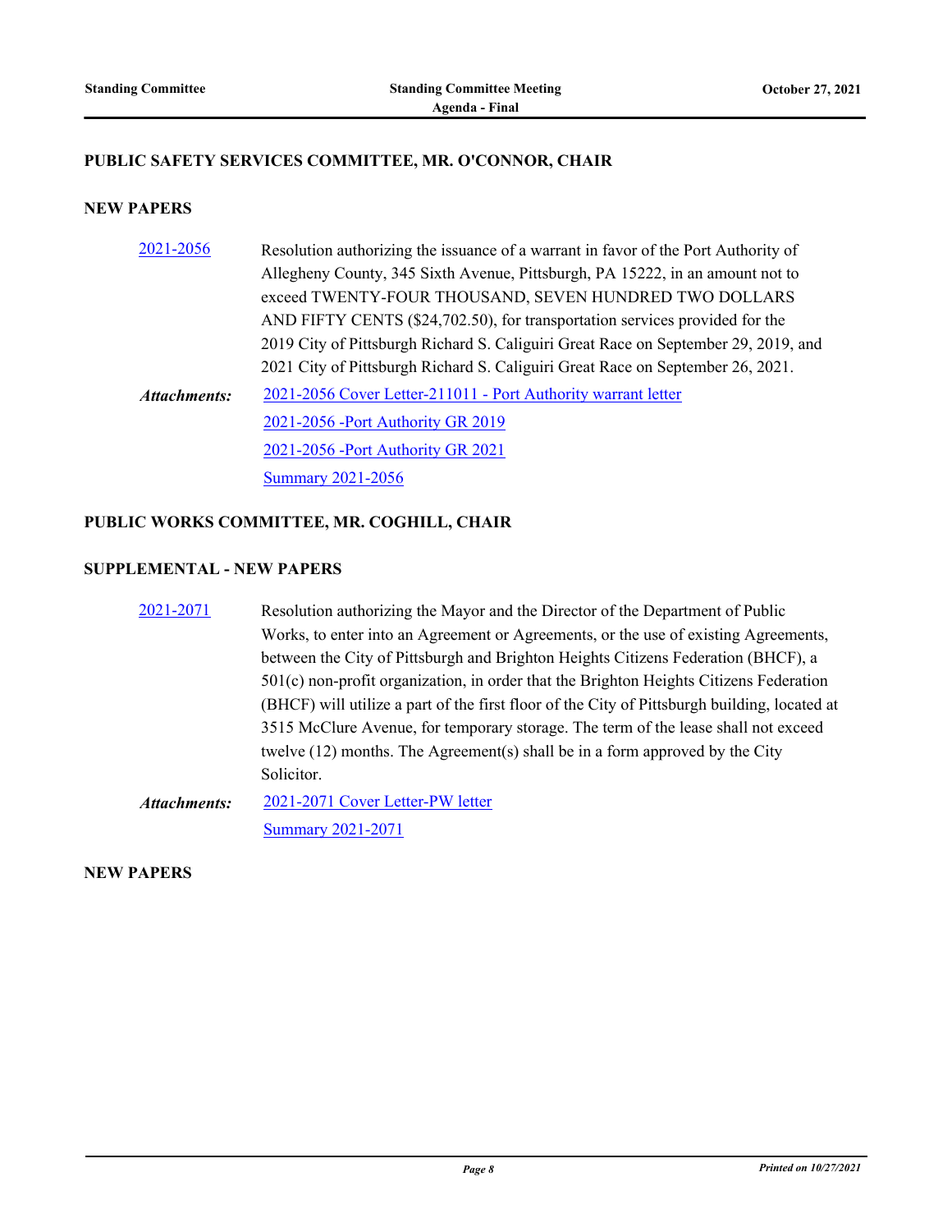## PUBLIC SAFETY SERVICES COMMITTEE, MR. O'CONNOR, CHAIR

### NEW PAPERS

**2021-2056** Resolution authorizing the issuance of a warrant in favor of the Port Authority of Allegheny County, 345 Sixth Avenue, Pittsburgh, PA 15222, in an amount not to exceed TWENTY-FOUR THOUSAND, SEVEN HUNDRED TWO DOLLARS AND FIFTY CENTS ($24,702.50), for transportation services provided for the 2019 City of Pittsburgh Richard S. Caliguiri Great Race on September 29, 2019, and 2021 City of Pittsburgh Richard S. Caliguiri Great Race on September 26, 2021.

***Attachments:*** 2021-2056 Cover Letter-211011 - Port Authority warrant letter
2021-2056 -Port Authority GR 2019
2021-2056 -Port Authority GR 2021
Summary 2021-2056

## PUBLIC WORKS COMMITTEE, MR. COGHILL, CHAIR

### SUPPLEMENTAL - NEW PAPERS

**2021-2071** Resolution authorizing the Mayor and the Director of the Department of Public Works, to enter into an Agreement or Agreements, or the use of existing Agreements, between the City of Pittsburgh and Brighton Heights Citizens Federation (BHCF), a 501(c) non-profit organization, in order that the Brighton Heights Citizens Federation (BHCF) will utilize a part of the first floor of the City of Pittsburgh building, located at 3515 McClure Avenue, for temporary storage. The term of the lease shall not exceed twelve (12) months. The Agreement(s) shall be in a form approved by the City Solicitor.

***Attachments:*** 2021-2071 Cover Letter-PW letter
Summary 2021-2071

### NEW PAPERS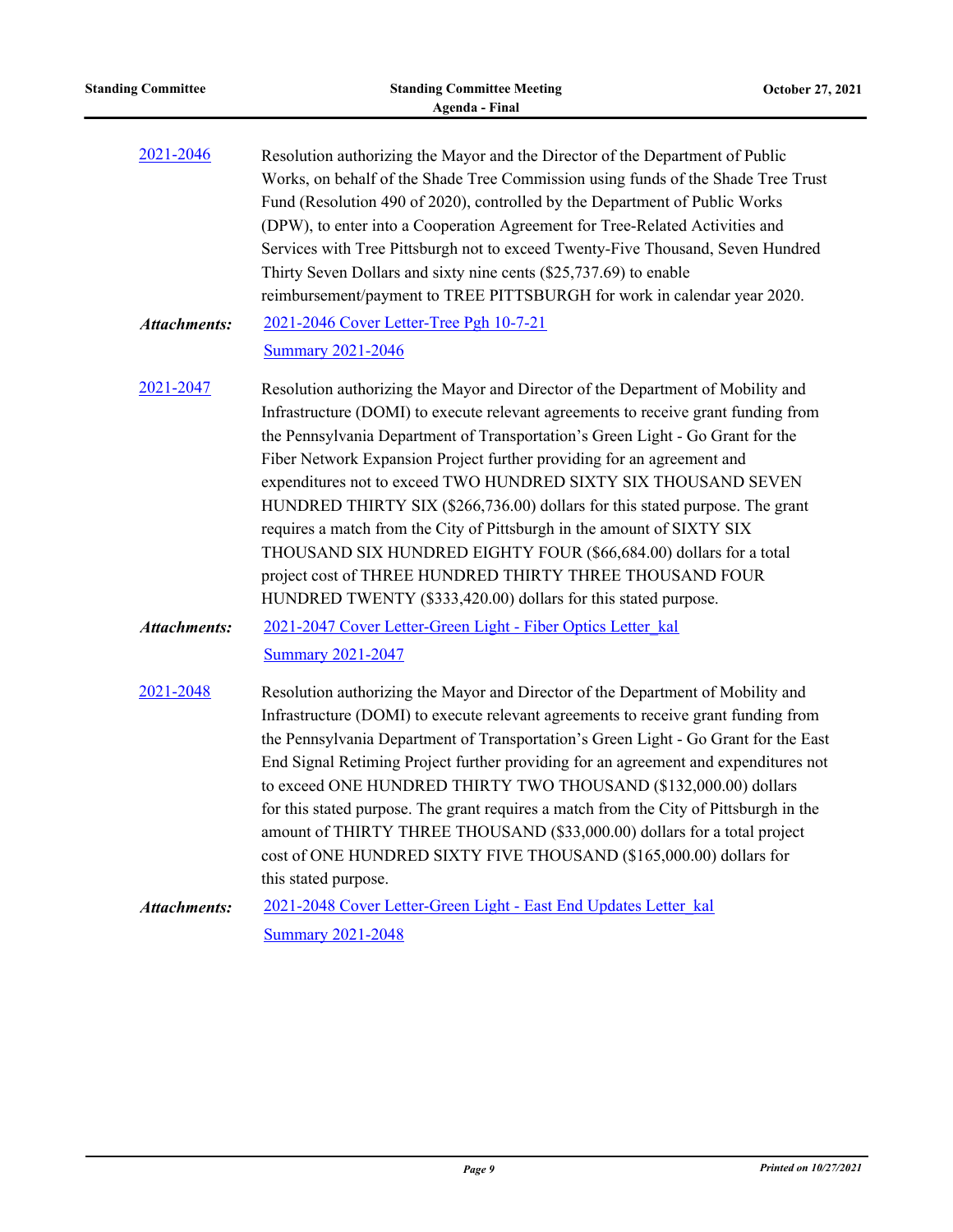2021-2046 Resolution authorizing the Mayor and the Director of the Department of Public Works, on behalf of the Shade Tree Commission using funds of the Shade Tree Trust Fund (Resolution 490 of 2020), controlled by the Department of Public Works (DPW), to enter into a Cooperation Agreement for Tree-Related Activities and Services with Tree Pittsburgh not to exceed Twenty-Five Thousand, Seven Hundred Thirty Seven Dollars and sixty nine cents ($25,737.69) to enable reimbursement/payment to TREE PITTSBURGH for work in calendar year 2020.

***Attachments:*** 2021-2046 Cover Letter-Tree Pgh 10-7-21
Summary 2021-2046

2021-2047 Resolution authorizing the Mayor and Director of the Department of Mobility and Infrastructure (DOMI) to execute relevant agreements to receive grant funding from the Pennsylvania Department of Transportation's Green Light - Go Grant for the Fiber Network Expansion Project further providing for an agreement and expenditures not to exceed TWO HUNDRED SIXTY SIX THOUSAND SEVEN HUNDRED THIRTY SIX ($266,736.00) dollars for this stated purpose. The grant requires a match from the City of Pittsburgh in the amount of SIXTY SIX THOUSAND SIX HUNDRED EIGHTY FOUR ($66,684.00) dollars for a total project cost of THREE HUNDRED THIRTY THREE THOUSAND FOUR HUNDRED TWENTY ($333,420.00) dollars for this stated purpose.

***Attachments:*** 2021-2047 Cover Letter-Green Light - Fiber Optics Letter_kal
Summary 2021-2047

2021-2048 Resolution authorizing the Mayor and Director of the Department of Mobility and Infrastructure (DOMI) to execute relevant agreements to receive grant funding from the Pennsylvania Department of Transportation's Green Light - Go Grant for the East End Signal Retiming Project further providing for an agreement and expenditures not to exceed ONE HUNDRED THIRTY TWO THOUSAND ($132,000.00) dollars for this stated purpose. The grant requires a match from the City of Pittsburgh in the amount of THIRTY THREE THOUSAND ($33,000.00) dollars for a total project cost of ONE HUNDRED SIXTY FIVE THOUSAND ($165,000.00) dollars for this stated purpose.

***Attachments:*** 2021-2048 Cover Letter-Green Light - East End Updates Letter_kal
Summary 2021-2048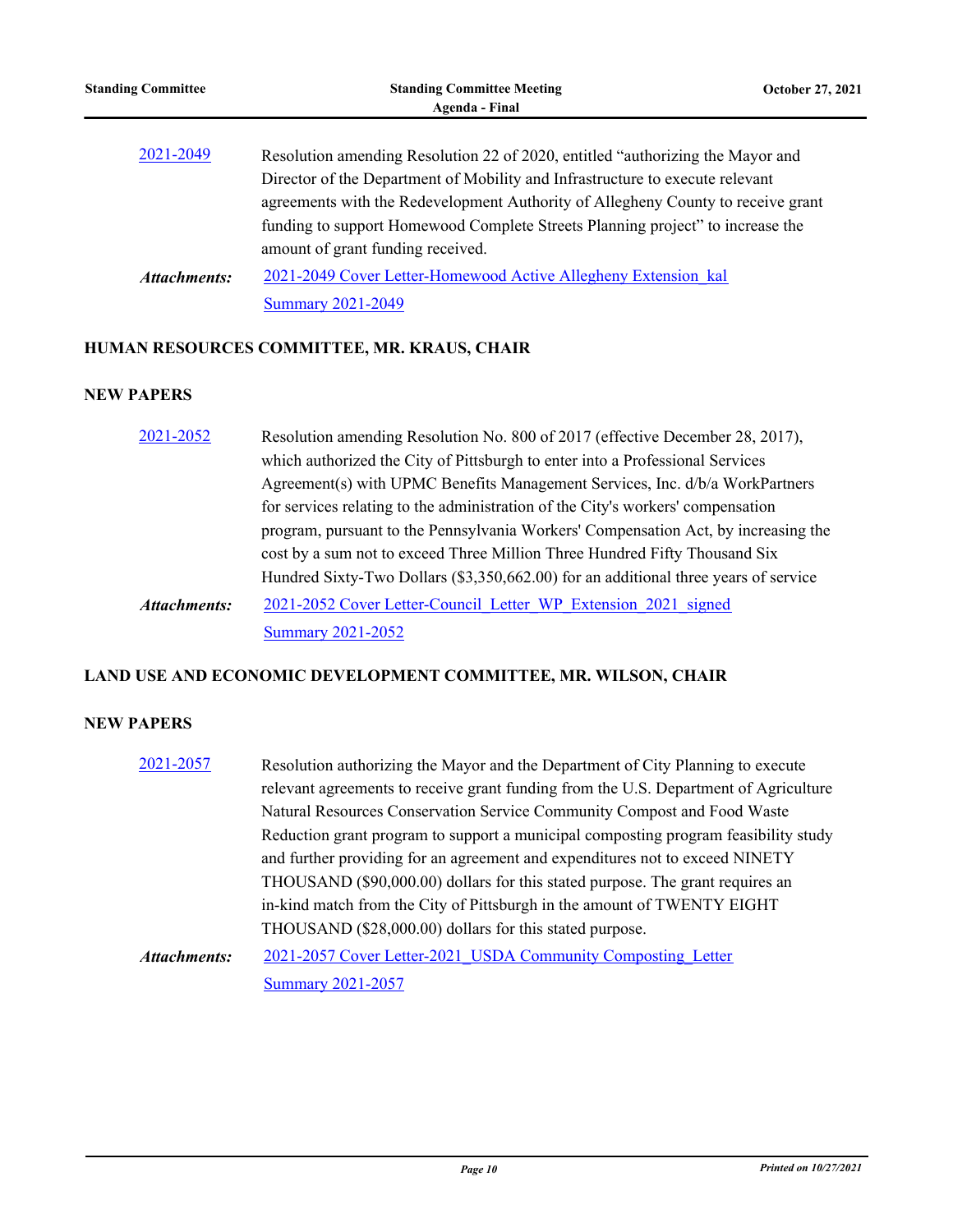[2021-2049](#) Resolution amending Resolution 22 of 2020, entitled "authorizing the Mayor and Director of the Department of Mobility and Infrastructure to execute relevant agreements with the Redevelopment Authority of Allegheny County to receive grant funding to support Homewood Complete Streets Planning project" to increase the amount of grant funding received.

***Attachments:*** [2021-2049 Cover Letter-Homewood Active Allegheny Extension_kal](#)
[Summary 2021-2049](#)

## HUMAN RESOURCES COMMITTEE, MR. KRAUS, CHAIR

### NEW PAPERS

[2021-2052](#) Resolution amending Resolution No. 800 of 2017 (effective December 28, 2017), which authorized the City of Pittsburgh to enter into a Professional Services Agreement(s) with UPMC Benefits Management Services, Inc. d/b/a WorkPartners for services relating to the administration of the City's workers' compensation program, pursuant to the Pennsylvania Workers' Compensation Act, by increasing the cost by a sum not to exceed Three Million Three Hundred Fifty Thousand Six Hundred Sixty-Two Dollars ($3,350,662.00) for an additional three years of service

***Attachments:*** [2021-2052 Cover Letter-Council_Letter_WP_Extension_2021_signed](#)
[Summary 2021-2052](#)

## LAND USE AND ECONOMIC DEVELOPMENT COMMITTEE, MR. WILSON, CHAIR

### NEW PAPERS

[2021-2057](#) Resolution authorizing the Mayor and the Department of City Planning to execute relevant agreements to receive grant funding from the U.S. Department of Agriculture Natural Resources Conservation Service Community Compost and Food Waste Reduction grant program to support a municipal composting program feasibility study and further providing for an agreement and expenditures not to exceed NINETY THOUSAND ($90,000.00) dollars for this stated purpose. The grant requires an in-kind match from the City of Pittsburgh in the amount of TWENTY EIGHT THOUSAND ($28,000.00) dollars for this stated purpose.

***Attachments:*** [2021-2057 Cover Letter-2021_USDA Community Composting_Letter](#)
[Summary 2021-2057](#)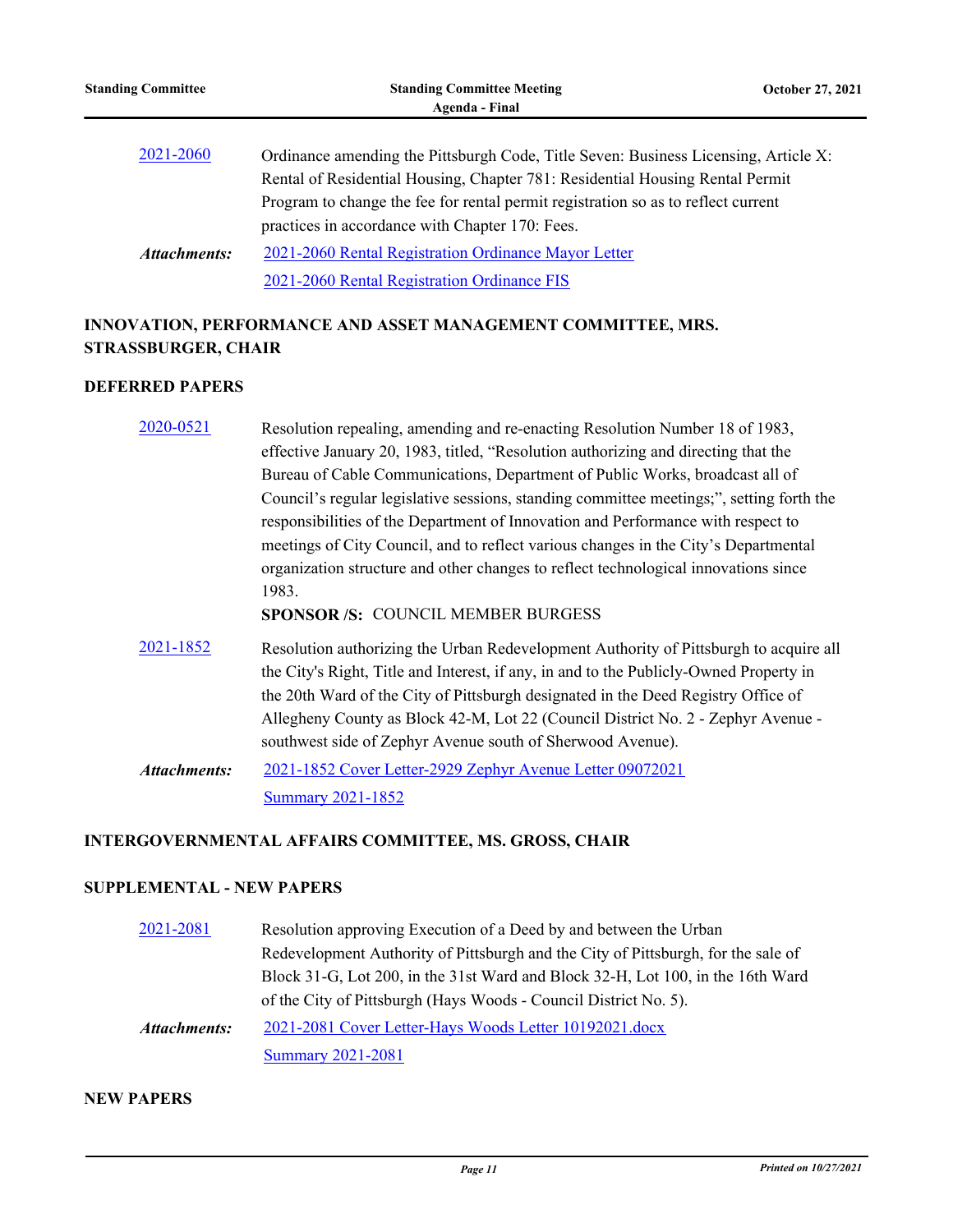[2021-2060](#) Ordinance amending the Pittsburgh Code, Title Seven: Business Licensing, Article X: Rental of Residential Housing, Chapter 781: Residential Housing Rental Permit Program to change the fee for rental permit registration so as to reflect current practices in accordance with Chapter 170: Fees.

*Attachments:* [2021-2060 Rental Registration Ordinance Mayor Letter](#)
[2021-2060 Rental Registration Ordinance FIS](#)

## INNOVATION, PERFORMANCE AND ASSET MANAGEMENT COMMITTEE, MRS. STRASSBURGER, CHAIR

### DEFERRED PAPERS

[2020-0521](#) Resolution repealing, amending and re-enacting Resolution Number 18 of 1983, effective January 20, 1983, titled, "Resolution authorizing and directing that the Bureau of Cable Communications, Department of Public Works, broadcast all of Council's regular legislative sessions, standing committee meetings;", setting forth the responsibilities of the Department of Innovation and Performance with respect to meetings of City Council, and to reflect various changes in the City's Departmental organization structure and other changes to reflect technological innovations since 1983.

**SPONSOR /S:** COUNCIL MEMBER BURGESS

[2021-1852](#) Resolution authorizing the Urban Redevelopment Authority of Pittsburgh to acquire all the City's Right, Title and Interest, if any, in and to the Publicly-Owned Property in the 20th Ward of the City of Pittsburgh designated in the Deed Registry Office of Allegheny County as Block 42-M, Lot 22 (Council District No. 2 - Zephyr Avenue - southwest side of Zephyr Avenue south of Sherwood Avenue).

*Attachments:* [2021-1852 Cover Letter-2929 Zephyr Avenue Letter 09072021](#)
[Summary 2021-1852](#)

## INTERGOVERNMENTAL AFFAIRS COMMITTEE, MS. GROSS, CHAIR

### SUPPLEMENTAL - NEW PAPERS

[2021-2081](#) Resolution approving Execution of a Deed by and between the Urban Redevelopment Authority of Pittsburgh and the City of Pittsburgh, for the sale of Block 31-G, Lot 200, in the 31st Ward and Block 32-H, Lot 100, in the 16th Ward of the City of Pittsburgh (Hays Woods - Council District No. 5).

*Attachments:* [2021-2081 Cover Letter-Hays Woods Letter 10192021.docx](#)
[Summary 2021-2081](#)

### NEW PAPERS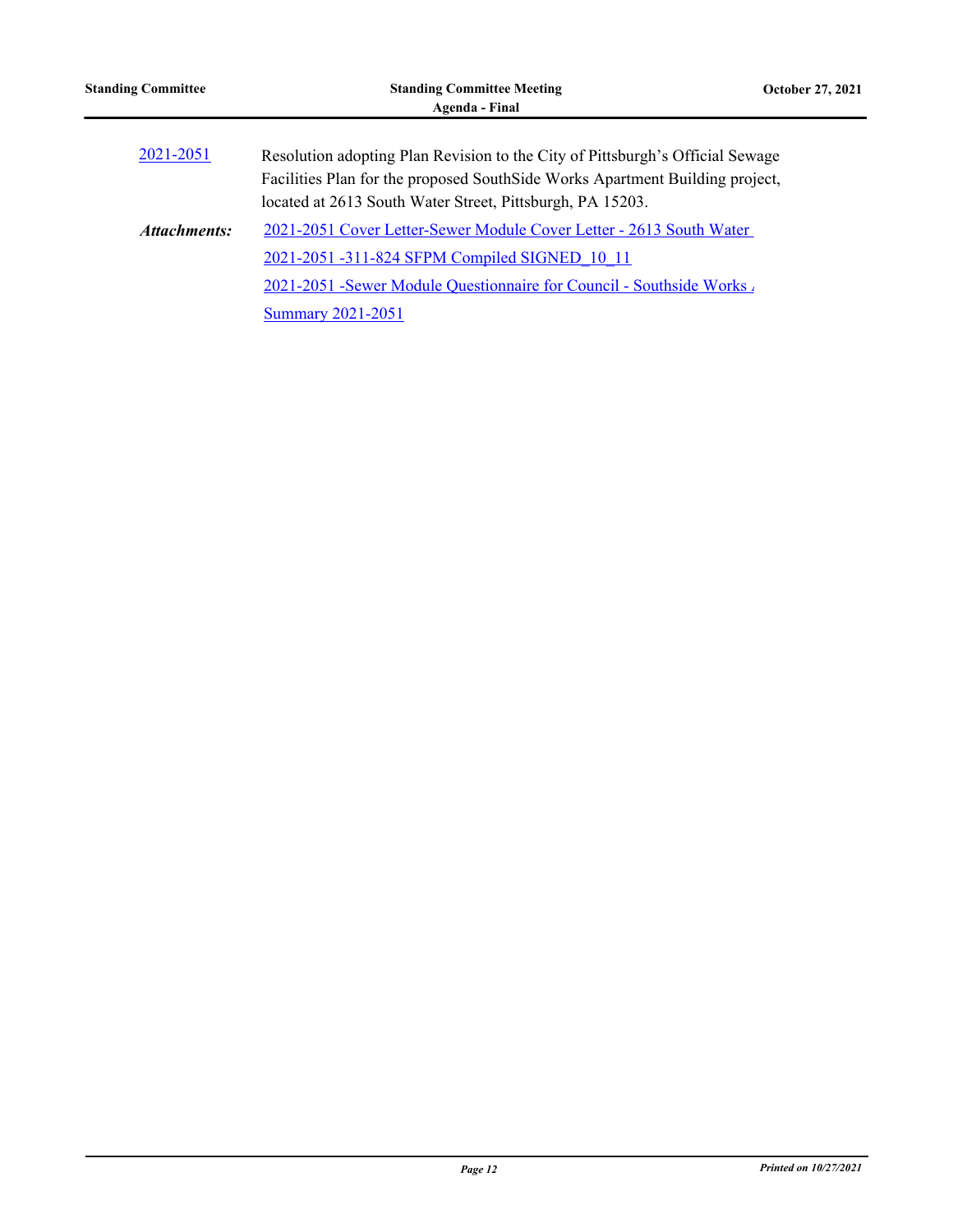[2021-2051]

Resolution adopting Plan Revision to the City of Pittsburgh's Official Sewage Facilities Plan for the proposed SouthSide Works Apartment Building project, located at 2613 South Water Street, Pittsburgh, PA 15203.

***Attachments:***

2021-2051 Cover Letter-Sewer Module Cover Letter - 2613 South Water

2021-2051 -311-824 SFPM Compiled SIGNED_10_11

2021-2051 -Sewer Module Questionnaire for Council - Southside Works

Summary 2021-2051